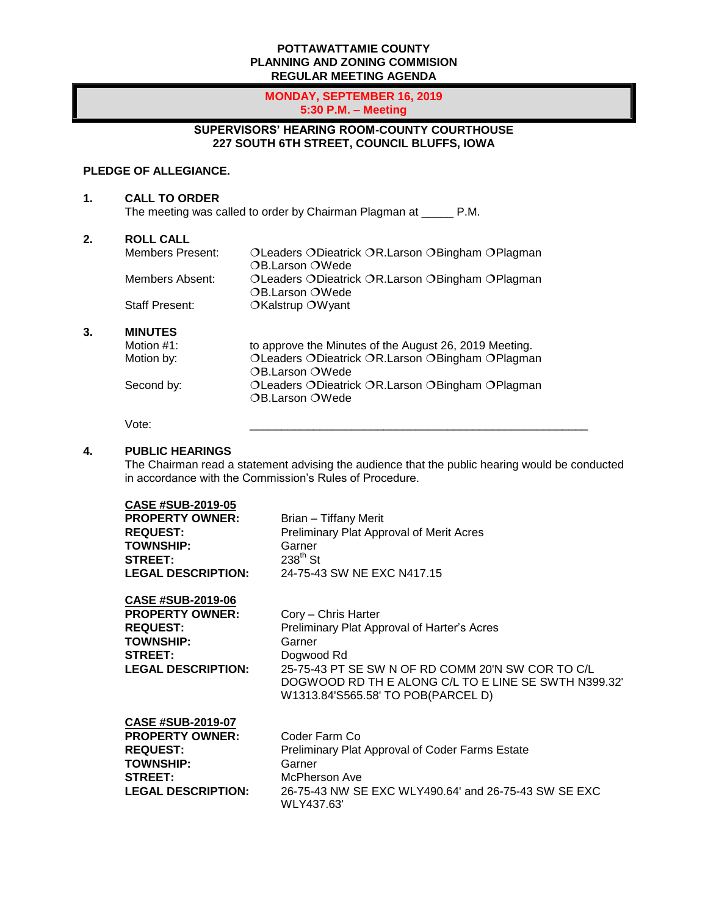**POTTAWATTAMIE COUNTY**
**PLANNING AND ZONING COMMISION**
**REGULAR MEETING AGENDA**

**MONDAY, SEPTEMBER 16, 2019**
**5:30 P.M. – Meeting**

**SUPERVISORS' HEARING ROOM-COUNTY COURTHOUSE**
**227 SOUTH 6TH STREET, COUNCIL BLUFFS, IOWA**

**PLEDGE OF ALLEGIANCE.**

**1. CALL TO ORDER**

The meeting was called to order by Chairman Plagman at _____ P.M.

**2. ROLL CALL**

Members Present: ❍Leaders ❍Dieatrick ❍R.Larson ❍Bingham ❍Plagman ❍B.Larson ❍Wede

Members Absent: ❍Leaders ❍Dieatrick ❍R.Larson ❍Bingham ❍Plagman ❍B.Larson ❍Wede

Staff Present: ❍Kalstrup ❍Wyant

**3. MINUTES**

Motion #1: to approve the Minutes of the August 26, 2019 Meeting.

Motion by: ❍Leaders ❍Dieatrick ❍R.Larson ❍Bingham ❍Plagman ❍B.Larson ❍Wede

Second by: ❍Leaders ❍Dieatrick ❍R.Larson ❍Bingham ❍Plagman ❍B.Larson ❍Wede

Vote: ______________________________________________________

**4. PUBLIC HEARINGS**

The Chairman read a statement advising the audience that the public hearing would be conducted in accordance with the Commission's Rules of Procedure.

**CASE #SUB-2019-05**

**PROPERTY OWNER:** Brian – Tiffany Merit
**REQUEST:** Preliminary Plat Approval of Merit Acres
**TOWNSHIP:** Garner
**STREET:** 238th St
**LEGAL DESCRIPTION:** 24-75-43 SW NE EXC N417.15

**CASE #SUB-2019-06**

**PROPERTY OWNER:** Cory – Chris Harter
**REQUEST:** Preliminary Plat Approval of Harter's Acres
**TOWNSHIP:** Garner
**STREET:** Dogwood Rd
**LEGAL DESCRIPTION:** 25-75-43 PT SE SW N OF RD COMM 20'N SW COR TO C/L DOGWOOD RD TH E ALONG C/L TO E LINE SE SWTH N399.32' W1313.84'S565.58' TO POB(PARCEL D)

**CASE #SUB-2019-07**

**PROPERTY OWNER:** Coder Farm Co
**REQUEST:** Preliminary Plat Approval of Coder Farms Estate
**TOWNSHIP:** Garner
**STREET:** McPherson Ave
**LEGAL DESCRIPTION:** 26-75-43 NW SE EXC WLY490.64' and 26-75-43 SW SE EXC WLY437.63'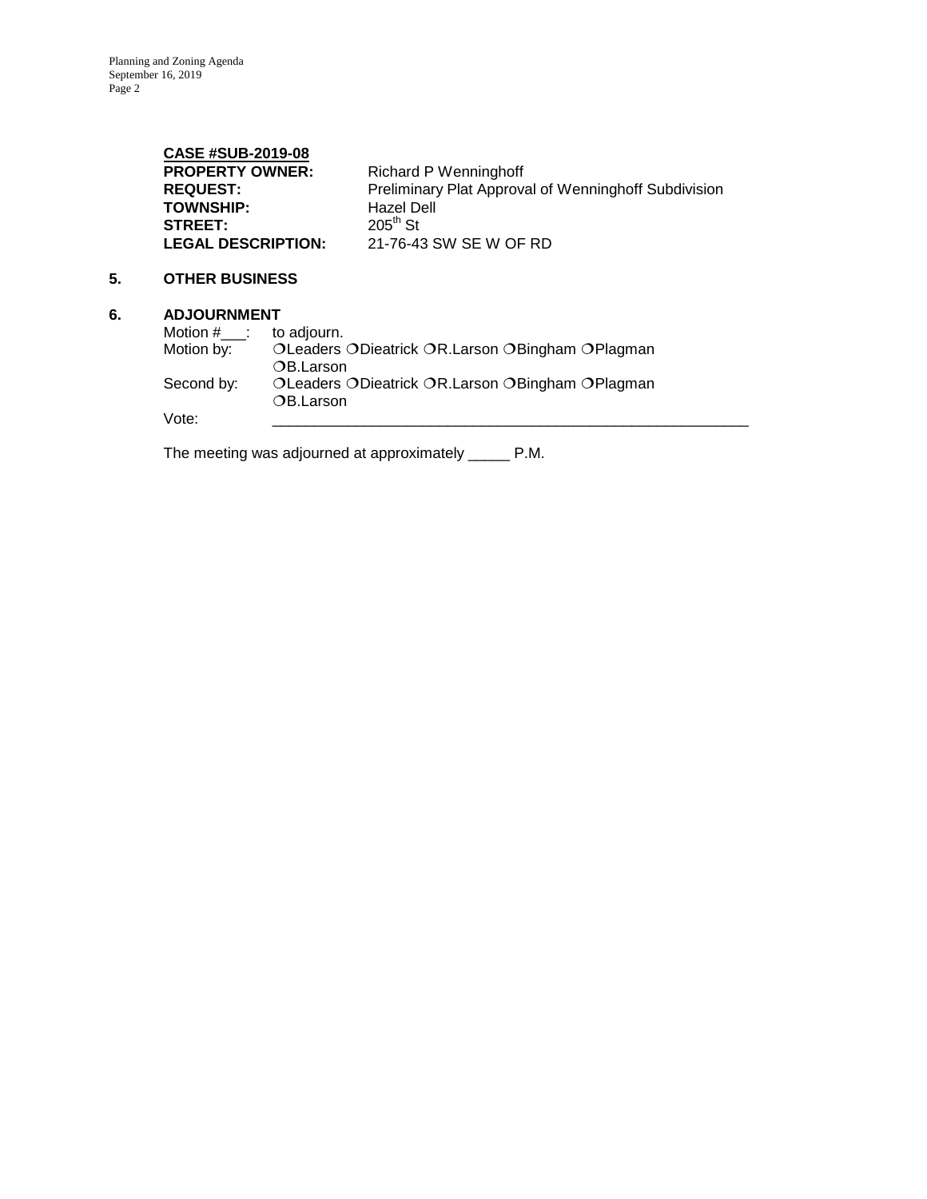**CASE #SUB-2019-08**

**PROPERTY OWNER:** Richard P Wenninghoff
**REQUEST:** Preliminary Plat Approval of Wenninghoff Subdivision
**TOWNSHIP:** Hazel Dell
**STREET:** 205th St
**LEGAL DESCRIPTION:** 21-76-43 SW SE W OF RD

## 5. OTHER BUSINESS

## 6. ADJOURNMENT

Motion #___: to adjourn.
Motion by: ❍Leaders ❍Dieatrick ❍R.Larson ❍Bingham ❍Plagman ❍B.Larson
Second by: ❍Leaders ❍Dieatrick ❍R.Larson ❍Bingham ❍Plagman ❍B.Larson
Vote: ____________________________________________________________

The meeting was adjourned at approximately _____ P.M.